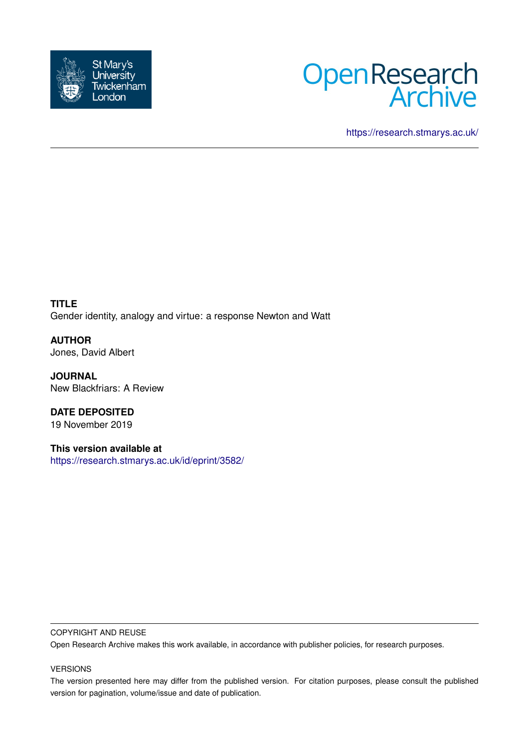St Mary's University Twickenham London

Open Research Archive

https://research.stmarys.ac.uk/

**TITLE**
Gender identity, analogy and virtue: a response Newton and Watt

**AUTHOR**
Jones, David Albert

**JOURNAL**
New Blackfriars: A Review

**DATE DEPOSITED**
19 November 2019

**This version available at**
https://research.stmarys.ac.uk/id/eprint/3582/

COPYRIGHT AND REUSE

Open Research Archive makes this work available, in accordance with publisher policies, for research purposes.

VERSIONS

The version presented here may differ from the published version. For citation purposes, please consult the published version for pagination, volume/issue and date of publication.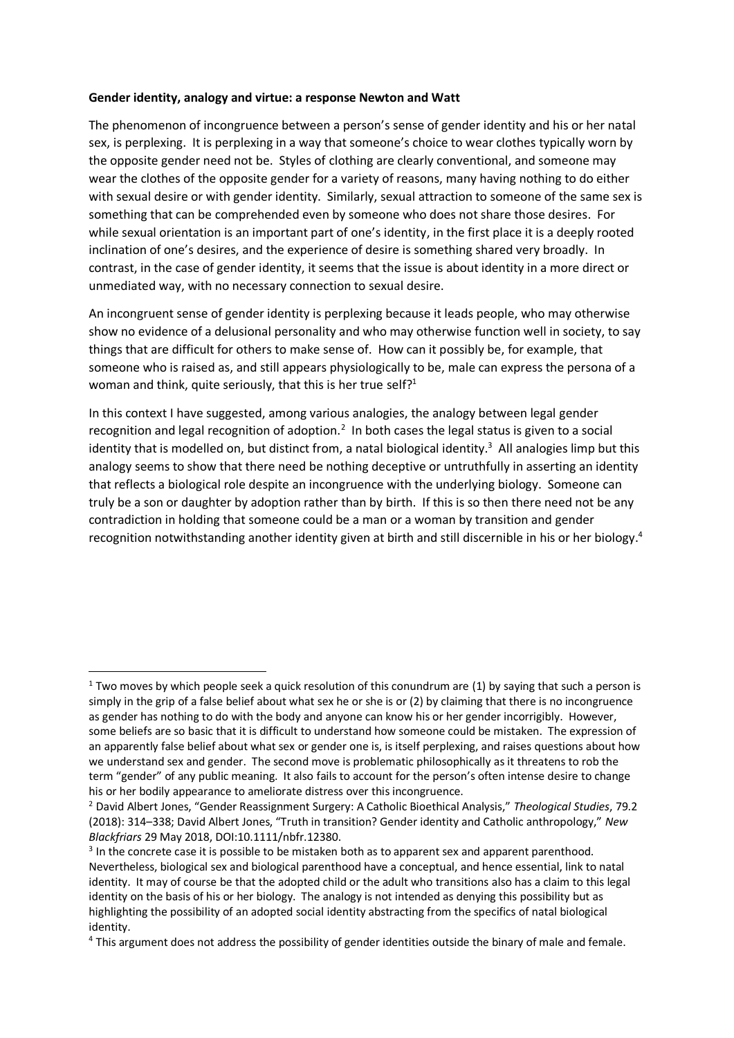**Gender identity, analogy and virtue: a response Newton and Watt**

The phenomenon of incongruence between a person's sense of gender identity and his or her natal sex, is perplexing. It is perplexing in a way that someone's choice to wear clothes typically worn by the opposite gender need not be. Styles of clothing are clearly conventional, and someone may wear the clothes of the opposite gender for a variety of reasons, many having nothing to do either with sexual desire or with gender identity. Similarly, sexual attraction to someone of the same sex is something that can be comprehended even by someone who does not share those desires. For while sexual orientation is an important part of one's identity, in the first place it is a deeply rooted inclination of one's desires, and the experience of desire is something shared very broadly. In contrast, in the case of gender identity, it seems that the issue is about identity in a more direct or unmediated way, with no necessary connection to sexual desire.

An incongruent sense of gender identity is perplexing because it leads people, who may otherwise show no evidence of a delusional personality and who may otherwise function well in society, to say things that are difficult for others to make sense of. How can it possibly be, for example, that someone who is raised as, and still appears physiologically to be, male can express the persona of a woman and think, quite seriously, that this is her true self?[1]

In this context I have suggested, among various analogies, the analogy between legal gender recognition and legal recognition of adoption.[2] In both cases the legal status is given to a social identity that is modelled on, but distinct from, a natal biological identity.[3] All analogies limp but this analogy seems to show that there need be nothing deceptive or untruthfully in asserting an identity that reflects a biological role despite an incongruence with the underlying biology. Someone can truly be a son or daughter by adoption rather than by birth. If this is so then there need not be any contradiction in holding that someone could be a man or a woman by transition and gender recognition notwithstanding another identity given at birth and still discernible in his or her biology.[4]

---

[1] Two moves by which people seek a quick resolution of this conundrum are (1) by saying that such a person is simply in the grip of a false belief about what sex he or she is or (2) by claiming that there is no incongruence as gender has nothing to do with the body and anyone can know his or her gender incorrigibly. However, some beliefs are so basic that it is difficult to understand how someone could be mistaken. The expression of an apparently false belief about what sex or gender one is, is itself perplexing, and raises questions about how we understand sex and gender. The second move is problematic philosophically as it threatens to rob the term "gender" of any public meaning. It also fails to account for the person's often intense desire to change his or her bodily appearance to ameliorate distress over this incongruence.

[2] David Albert Jones, "Gender Reassignment Surgery: A Catholic Bioethical Analysis," *Theological Studies*, 79.2 (2018): 314–338; David Albert Jones, "Truth in transition? Gender identity and Catholic anthropology," *New Blackfriars* 29 May 2018, DOI:10.1111/nbfr.12380.

[3] In the concrete case it is possible to be mistaken both as to apparent sex and apparent parenthood. Nevertheless, biological sex and biological parenthood have a conceptual, and hence essential, link to natal identity. It may of course be that the adopted child or the adult who transitions also has a claim to this legal identity on the basis of his or her biology. The analogy is not intended as denying this possibility but as highlighting the possibility of an adopted social identity abstracting from the specifics of natal biological identity.

[4] This argument does not address the possibility of gender identities outside the binary of male and female.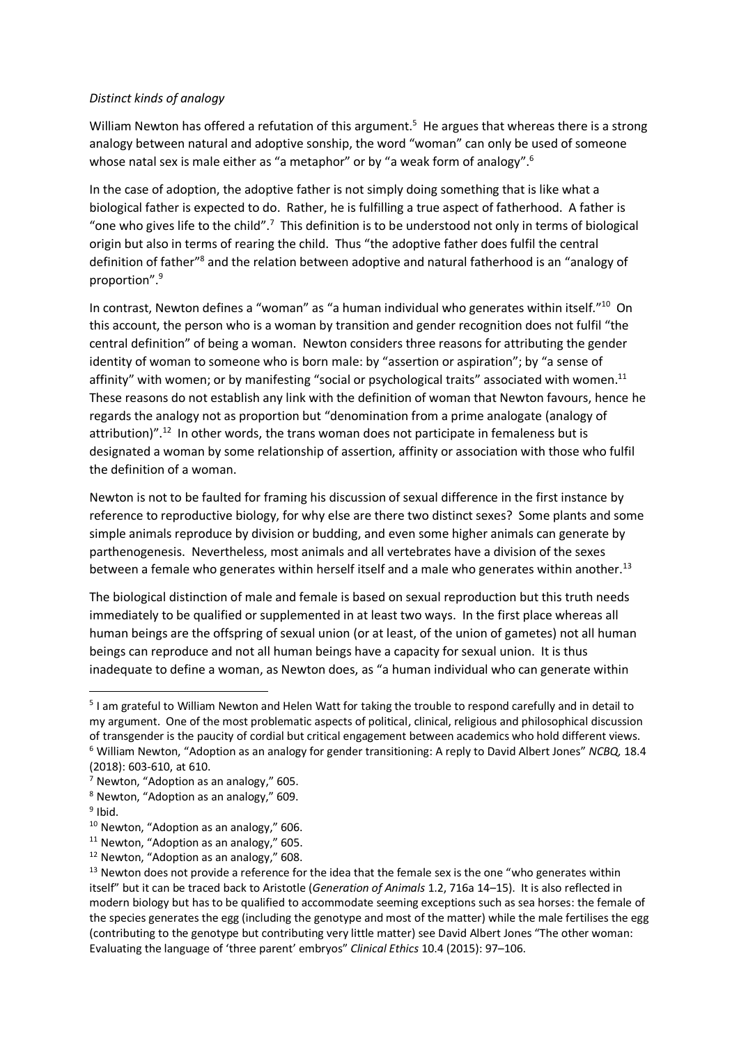*Distinct kinds of analogy*

William Newton has offered a refutation of this argument.[5] He argues that whereas there is a strong analogy between natural and adoptive sonship, the word "woman" can only be used of someone whose natal sex is male either as "a metaphor" or by "a weak form of analogy".[6]

In the case of adoption, the adoptive father is not simply doing something that is like what a biological father is expected to do. Rather, he is fulfilling a true aspect of fatherhood. A father is "one who gives life to the child".[7] This definition is to be understood not only in terms of biological origin but also in terms of rearing the child. Thus "the adoptive father does fulfil the central definition of father"[8] and the relation between adoptive and natural fatherhood is an "analogy of proportion".[9]

In contrast, Newton defines a "woman" as "a human individual who generates within itself."[10] On this account, the person who is a woman by transition and gender recognition does not fulfil "the central definition" of being a woman. Newton considers three reasons for attributing the gender identity of woman to someone who is born male: by "assertion or aspiration"; by "a sense of affinity" with women; or by manifesting "social or psychological traits" associated with women.[11] These reasons do not establish any link with the definition of woman that Newton favours, hence he regards the analogy not as proportion but "denomination from a prime analogate (analogy of attribution)".[12] In other words, the trans woman does not participate in femaleness but is designated a woman by some relationship of assertion, affinity or association with those who fulfil the definition of a woman.

Newton is not to be faulted for framing his discussion of sexual difference in the first instance by reference to reproductive biology, for why else are there two distinct sexes? Some plants and some simple animals reproduce by division or budding, and even some higher animals can generate by parthenogenesis. Nevertheless, most animals and all vertebrates have a division of the sexes between a female who generates within herself itself and a male who generates within another.[13]

The biological distinction of male and female is based on sexual reproduction but this truth needs immediately to be qualified or supplemented in at least two ways. In the first place whereas all human beings are the offspring of sexual union (or at least, of the union of gametes) not all human beings can reproduce and not all human beings have a capacity for sexual union. It is thus inadequate to define a woman, as Newton does, as "a human individual who can generate within

---

[5] I am grateful to William Newton and Helen Watt for taking the trouble to respond carefully and in detail to my argument. One of the most problematic aspects of political, clinical, religious and philosophical discussion of transgender is the paucity of cordial but critical engagement between academics who hold different views.

[6] William Newton, "Adoption as an analogy for gender transitioning: A reply to David Albert Jones" *NCBQ,* 18.4 (2018): 603-610, at 610.

[7] Newton, "Adoption as an analogy," 605.

[8] Newton, "Adoption as an analogy," 609.

[9] Ibid.

[10] Newton, "Adoption as an analogy," 606.

[11] Newton, "Adoption as an analogy," 605.

[12] Newton, "Adoption as an analogy," 608.

[13] Newton does not provide a reference for the idea that the female sex is the one "who generates within itself" but it can be traced back to Aristotle (*Generation of Animals* 1.2, 716a 14–15). It is also reflected in modern biology but has to be qualified to accommodate seeming exceptions such as sea horses: the female of the species generates the egg (including the genotype and most of the matter) while the male fertilises the egg (contributing to the genotype but contributing very little matter) see David Albert Jones "The other woman: Evaluating the language of 'three parent' embryos" *Clinical Ethics* 10.4 (2015): 97–106.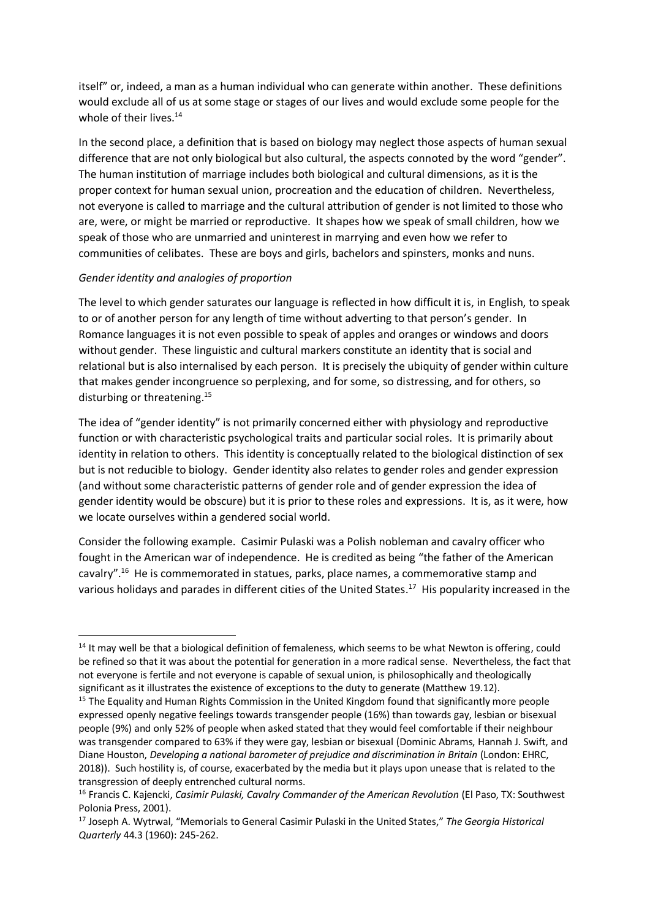itself" or, indeed, a man as a human individual who can generate within another. These definitions would exclude all of us at some stage or stages of our lives and would exclude some people for the whole of their lives.[14]

In the second place, a definition that is based on biology may neglect those aspects of human sexual difference that are not only biological but also cultural, the aspects connoted by the word "gender". The human institution of marriage includes both biological and cultural dimensions, as it is the proper context for human sexual union, procreation and the education of children. Nevertheless, not everyone is called to marriage and the cultural attribution of gender is not limited to those who are, were, or might be married or reproductive. It shapes how we speak of small children, how we speak of those who are unmarried and uninterest in marrying and even how we refer to communities of celibates. These are boys and girls, bachelors and spinsters, monks and nuns.

*Gender identity and analogies of proportion*

The level to which gender saturates our language is reflected in how difficult it is, in English, to speak to or of another person for any length of time without adverting to that person's gender. In Romance languages it is not even possible to speak of apples and oranges or windows and doors without gender. These linguistic and cultural markers constitute an identity that is social and relational but is also internalised by each person. It is precisely the ubiquity of gender within culture that makes gender incongruence so perplexing, and for some, so distressing, and for others, so disturbing or threatening.[15]

The idea of "gender identity" is not primarily concerned either with physiology and reproductive function or with characteristic psychological traits and particular social roles. It is primarily about identity in relation to others. This identity is conceptually related to the biological distinction of sex but is not reducible to biology. Gender identity also relates to gender roles and gender expression (and without some characteristic patterns of gender role and of gender expression the idea of gender identity would be obscure) but it is prior to these roles and expressions. It is, as it were, how we locate ourselves within a gendered social world.

Consider the following example. Casimir Pulaski was a Polish nobleman and cavalry officer who fought in the American war of independence. He is credited as being "the father of the American cavalry".[16] He is commemorated in statues, parks, place names, a commemorative stamp and various holidays and parades in different cities of the United States.[17] His popularity increased in the

---

[14] It may well be that a biological definition of femaleness, which seems to be what Newton is offering, could be refined so that it was about the potential for generation in a more radical sense. Nevertheless, the fact that not everyone is fertile and not everyone is capable of sexual union, is philosophically and theologically significant as it illustrates the existence of exceptions to the duty to generate (Matthew 19.12).

[15] The Equality and Human Rights Commission in the United Kingdom found that significantly more people expressed openly negative feelings towards transgender people (16%) than towards gay, lesbian or bisexual people (9%) and only 52% of people when asked stated that they would feel comfortable if their neighbour was transgender compared to 63% if they were gay, lesbian or bisexual (Dominic Abrams, Hannah J. Swift, and Diane Houston, *Developing a national barometer of prejudice and discrimination in Britain* (London: EHRC, 2018)). Such hostility is, of course, exacerbated by the media but it plays upon unease that is related to the transgression of deeply entrenched cultural norms.

[16] Francis C. Kajencki, *Casimir Pulaski, Cavalry Commander of the American Revolution* (El Paso, TX: Southwest Polonia Press, 2001).

[17] Joseph A. Wytrwal, "Memorials to General Casimir Pulaski in the United States," *The Georgia Historical Quarterly* 44.3 (1960): 245-262.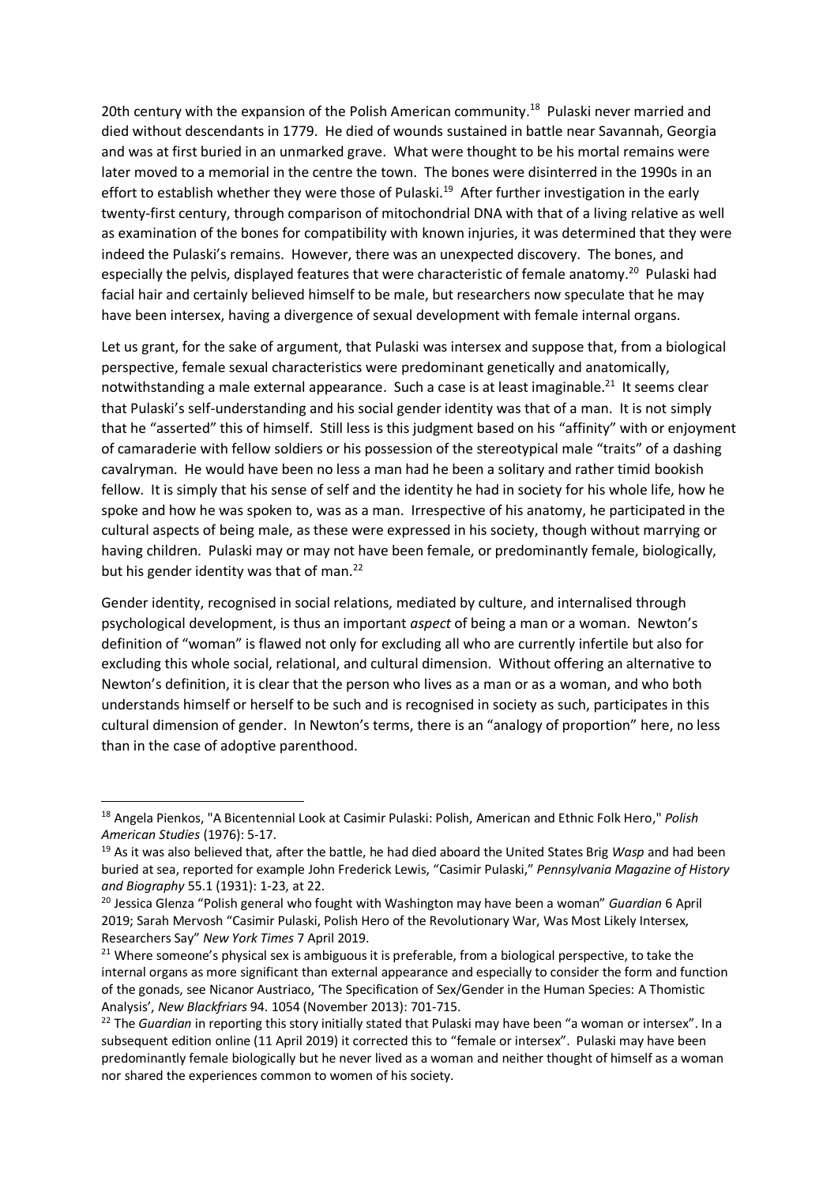20th century with the expansion of the Polish American community.[18] Pulaski never married and died without descendants in 1779. He died of wounds sustained in battle near Savannah, Georgia and was at first buried in an unmarked grave. What were thought to be his mortal remains were later moved to a memorial in the centre the town. The bones were disinterred in the 1990s in an effort to establish whether they were those of Pulaski.[19] After further investigation in the early twenty-first century, through comparison of mitochondrial DNA with that of a living relative as well as examination of the bones for compatibility with known injuries, it was determined that they were indeed the Pulaski's remains. However, there was an unexpected discovery. The bones, and especially the pelvis, displayed features that were characteristic of female anatomy.[20] Pulaski had facial hair and certainly believed himself to be male, but researchers now speculate that he may have been intersex, having a divergence of sexual development with female internal organs.

Let us grant, for the sake of argument, that Pulaski was intersex and suppose that, from a biological perspective, female sexual characteristics were predominant genetically and anatomically, notwithstanding a male external appearance. Such a case is at least imaginable.[21] It seems clear that Pulaski's self-understanding and his social gender identity was that of a man. It is not simply that he "asserted" this of himself. Still less is this judgment based on his "affinity" with or enjoyment of camaraderie with fellow soldiers or his possession of the stereotypical male "traits" of a dashing cavalryman. He would have been no less a man had he been a solitary and rather timid bookish fellow. It is simply that his sense of self and the identity he had in society for his whole life, how he spoke and how he was spoken to, was as a man. Irrespective of his anatomy, he participated in the cultural aspects of being male, as these were expressed in his society, though without marrying or having children. Pulaski may or may not have been female, or predominantly female, biologically, but his gender identity was that of man.[22]

Gender identity, recognised in social relations, mediated by culture, and internalised through psychological development, is thus an important *aspect* of being a man or a woman. Newton's definition of "woman" is flawed not only for excluding all who are currently infertile but also for excluding this whole social, relational, and cultural dimension. Without offering an alternative to Newton's definition, it is clear that the person who lives as a man or as a woman, and who both understands himself or herself to be such and is recognised in society as such, participates in this cultural dimension of gender. In Newton's terms, there is an "analogy of proportion" here, no less than in the case of adoptive parenthood.

---

[18] Angela Pienkos, "A Bicentennial Look at Casimir Pulaski: Polish, American and Ethnic Folk Hero," *Polish American Studies* (1976): 5-17.

[19] As it was also believed that, after the battle, he had died aboard the United States Brig *Wasp* and had been buried at sea, reported for example John Frederick Lewis, "Casimir Pulaski," *Pennsylvania Magazine of History and Biography* 55.1 (1931): 1-23, at 22.

[20] Jessica Glenza "Polish general who fought with Washington may have been a woman" *Guardian* 6 April 2019; Sarah Mervosh "Casimir Pulaski, Polish Hero of the Revolutionary War, Was Most Likely Intersex, Researchers Say" *New York Times* 7 April 2019.

[21] Where someone's physical sex is ambiguous it is preferable, from a biological perspective, to take the internal organs as more significant than external appearance and especially to consider the form and function of the gonads, see Nicanor Austriaco, 'The Specification of Sex/Gender in the Human Species: A Thomistic Analysis', *New Blackfriars* 94. 1054 (November 2013): 701-715.

[22] The *Guardian* in reporting this story initially stated that Pulaski may have been "a woman or intersex". In a subsequent edition online (11 April 2019) it corrected this to "female or intersex". Pulaski may have been predominantly female biologically but he never lived as a woman and neither thought of himself as a woman nor shared the experiences common to women of his society.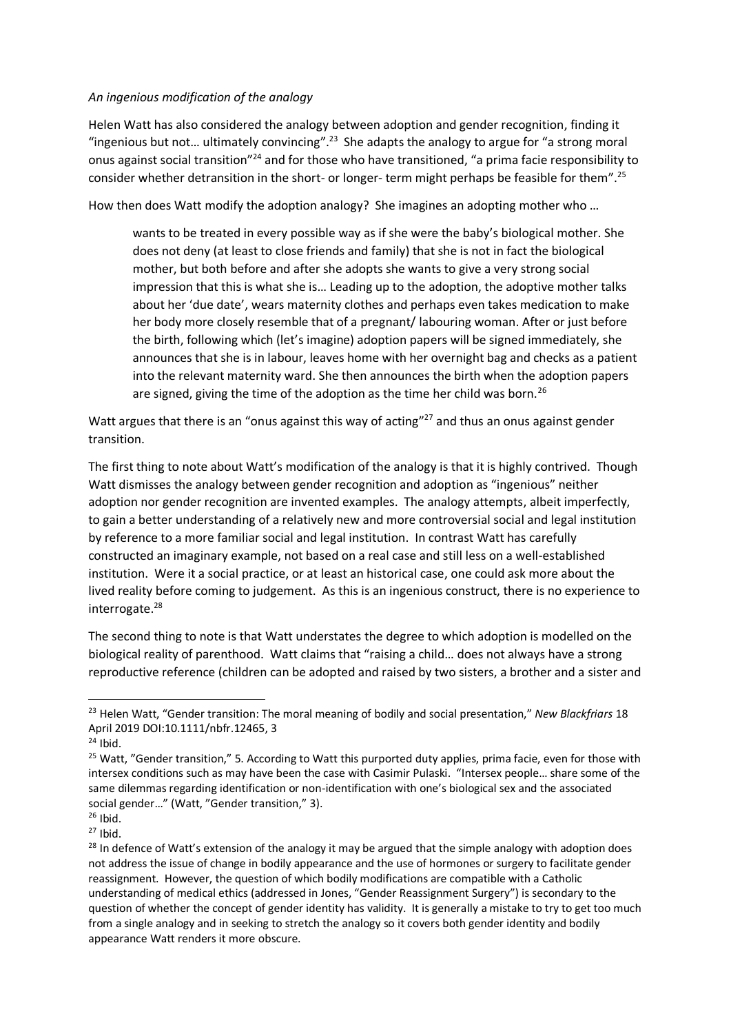*An ingenious modification of the analogy*

Helen Watt has also considered the analogy between adoption and gender recognition, finding it "ingenious but not… ultimately convincing".[23] She adapts the analogy to argue for "a strong moral onus against social transition"[24] and for those who have transitioned, "a prima facie responsibility to consider whether detransition in the short- or longer- term might perhaps be feasible for them".[25]

How then does Watt modify the adoption analogy? She imagines an adopting mother who …

> wants to be treated in every possible way as if she were the baby's biological mother. She does not deny (at least to close friends and family) that she is not in fact the biological mother, but both before and after she adopts she wants to give a very strong social impression that this is what she is… Leading up to the adoption, the adoptive mother talks about her 'due date', wears maternity clothes and perhaps even takes medication to make her body more closely resemble that of a pregnant/ labouring woman. After or just before the birth, following which (let's imagine) adoption papers will be signed immediately, she announces that she is in labour, leaves home with her overnight bag and checks as a patient into the relevant maternity ward. She then announces the birth when the adoption papers are signed, giving the time of the adoption as the time her child was born.[26]

Watt argues that there is an "onus against this way of acting"[27] and thus an onus against gender transition.

The first thing to note about Watt's modification of the analogy is that it is highly contrived. Though Watt dismisses the analogy between gender recognition and adoption as "ingenious" neither adoption nor gender recognition are invented examples. The analogy attempts, albeit imperfectly, to gain a better understanding of a relatively new and more controversial social and legal institution by reference to a more familiar social and legal institution. In contrast Watt has carefully constructed an imaginary example, not based on a real case and still less on a well-established institution. Were it a social practice, or at least an historical case, one could ask more about the lived reality before coming to judgement. As this is an ingenious construct, there is no experience to interrogate.[28]

The second thing to note is that Watt understates the degree to which adoption is modelled on the biological reality of parenthood. Watt claims that "raising a child… does not always have a strong reproductive reference (children can be adopted and raised by two sisters, a brother and a sister and

---

[23] Helen Watt, "Gender transition: The moral meaning of bodily and social presentation," *New Blackfriars* 18 April 2019 DOI:10.1111/nbfr.12465, 3

[24] Ibid.

[25] Watt, "Gender transition," 5. According to Watt this purported duty applies, prima facie, even for those with intersex conditions such as may have been the case with Casimir Pulaski. "Intersex people… share some of the same dilemmas regarding identification or non-identification with one's biological sex and the associated social gender…" (Watt, "Gender transition," 3).

[26] Ibid.

[27] Ibid.

[28] In defence of Watt's extension of the analogy it may be argued that the simple analogy with adoption does not address the issue of change in bodily appearance and the use of hormones or surgery to facilitate gender reassignment. However, the question of which bodily modifications are compatible with a Catholic understanding of medical ethics (addressed in Jones, "Gender Reassignment Surgery") is secondary to the question of whether the concept of gender identity has validity. It is generally a mistake to try to get too much from a single analogy and in seeking to stretch the analogy so it covers both gender identity and bodily appearance Watt renders it more obscure.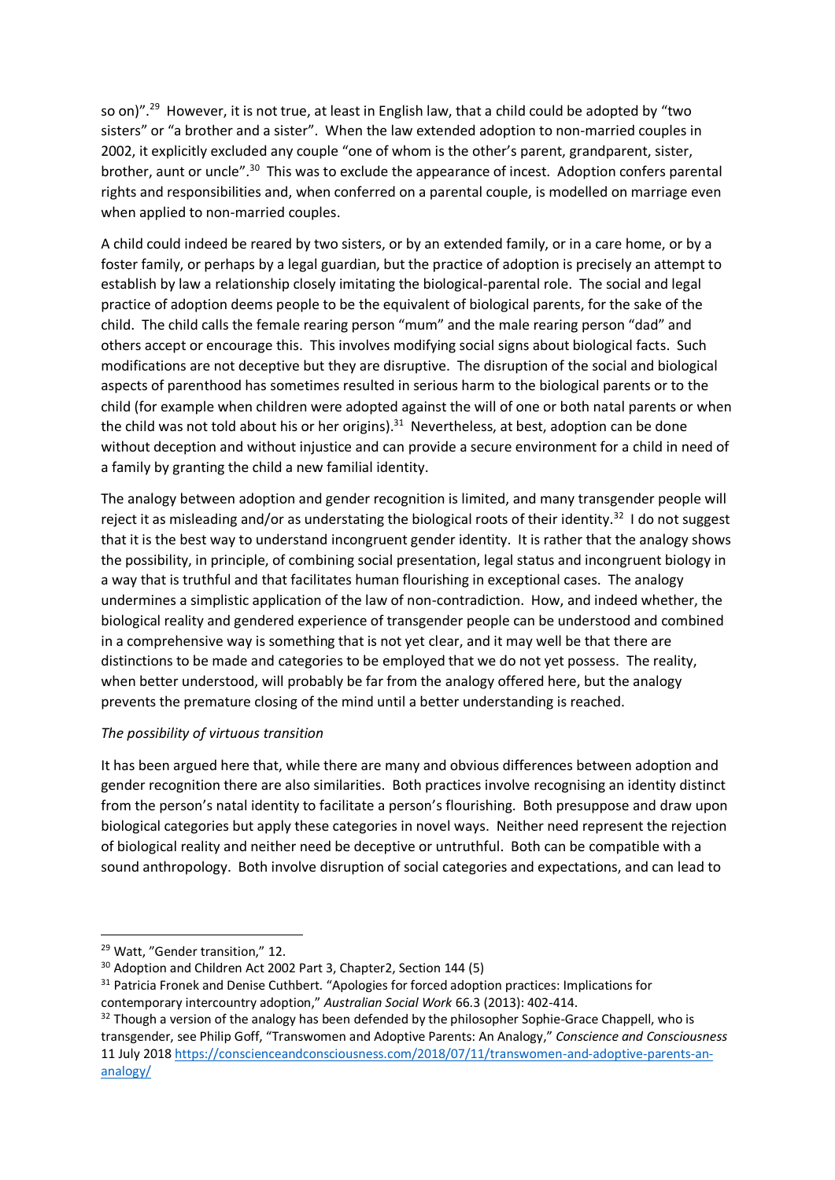so on)".[29] However, it is not true, at least in English law, that a child could be adopted by "two sisters" or "a brother and a sister". When the law extended adoption to non-married couples in 2002, it explicitly excluded any couple "one of whom is the other's parent, grandparent, sister, brother, aunt or uncle".[30] This was to exclude the appearance of incest. Adoption confers parental rights and responsibilities and, when conferred on a parental couple, is modelled on marriage even when applied to non-married couples.

A child could indeed be reared by two sisters, or by an extended family, or in a care home, or by a foster family, or perhaps by a legal guardian, but the practice of adoption is precisely an attempt to establish by law a relationship closely imitating the biological-parental role. The social and legal practice of adoption deems people to be the equivalent of biological parents, for the sake of the child. The child calls the female rearing person "mum" and the male rearing person "dad" and others accept or encourage this. This involves modifying social signs about biological facts. Such modifications are not deceptive but they are disruptive. The disruption of the social and biological aspects of parenthood has sometimes resulted in serious harm to the biological parents or to the child (for example when children were adopted against the will of one or both natal parents or when the child was not told about his or her origins).[31] Nevertheless, at best, adoption can be done without deception and without injustice and can provide a secure environment for a child in need of a family by granting the child a new familial identity.

The analogy between adoption and gender recognition is limited, and many transgender people will reject it as misleading and/or as understating the biological roots of their identity.[32] I do not suggest that it is the best way to understand incongruent gender identity. It is rather that the analogy shows the possibility, in principle, of combining social presentation, legal status and incongruent biology in a way that is truthful and that facilitates human flourishing in exceptional cases. The analogy undermines a simplistic application of the law of non-contradiction. How, and indeed whether, the biological reality and gendered experience of transgender people can be understood and combined in a comprehensive way is something that is not yet clear, and it may well be that there are distinctions to be made and categories to be employed that we do not yet possess. The reality, when better understood, will probably be far from the analogy offered here, but the analogy prevents the premature closing of the mind until a better understanding is reached.

*The possibility of virtuous transition*

It has been argued here that, while there are many and obvious differences between adoption and gender recognition there are also similarities. Both practices involve recognising an identity distinct from the person's natal identity to facilitate a person's flourishing. Both presuppose and draw upon biological categories but apply these categories in novel ways. Neither need represent the rejection of biological reality and neither need be deceptive or untruthful. Both can be compatible with a sound anthropology. Both involve disruption of social categories and expectations, and can lead to

---

[29] Watt, "Gender transition," 12.

[30] Adoption and Children Act 2002 Part 3, Chapter2, Section 144 (5)

[31] Patricia Fronek and Denise Cuthbert. "Apologies for forced adoption practices: Implications for contemporary intercountry adoption," *Australian Social Work* 66.3 (2013): 402-414.

[32] Though a version of the analogy has been defended by the philosopher Sophie-Grace Chappell, who is transgender, see Philip Goff, "Transwomen and Adoptive Parents: An Analogy," *Conscience and Consciousness* 11 July 2018 https://conscienceandconsciousness.com/2018/07/11/transwomen-and-adoptive-parents-an-analogy/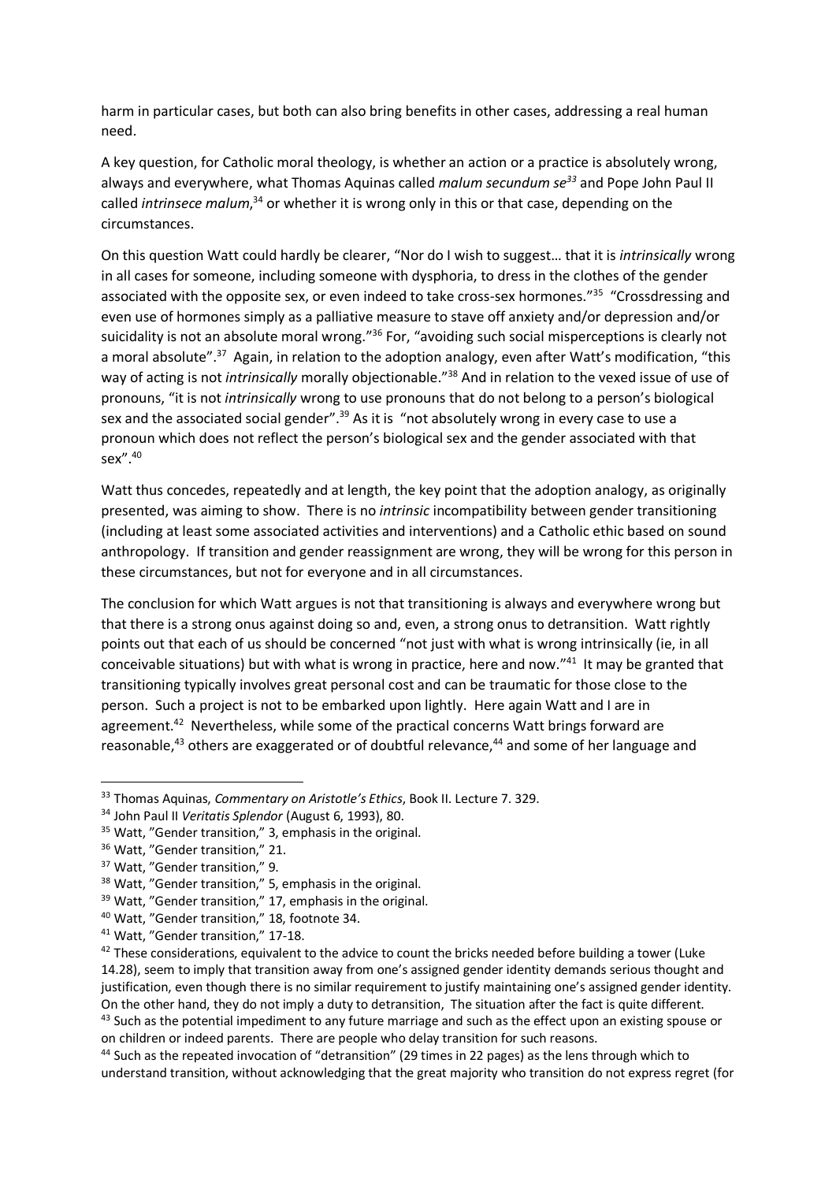harm in particular cases, but both can also bring benefits in other cases, addressing a real human need.

A key question, for Catholic moral theology, is whether an action or a practice is absolutely wrong, always and everywhere, what Thomas Aquinas called *malum secundum se*[33] and Pope John Paul II called *intrinsece malum*,[34] or whether it is wrong only in this or that case, depending on the circumstances.

On this question Watt could hardly be clearer, "Nor do I wish to suggest… that it is *intrinsically* wrong in all cases for someone, including someone with dysphoria, to dress in the clothes of the gender associated with the opposite sex, or even indeed to take cross-sex hormones."[35] "Crossdressing and even use of hormones simply as a palliative measure to stave off anxiety and/or depression and/or suicidality is not an absolute moral wrong."[36] For, "avoiding such social misperceptions is clearly not a moral absolute".[37] Again, in relation to the adoption analogy, even after Watt's modification, "this way of acting is not *intrinsically* morally objectionable."[38] And in relation to the vexed issue of use of pronouns, "it is not *intrinsically* wrong to use pronouns that do not belong to a person's biological sex and the associated social gender".[39] As it is "not absolutely wrong in every case to use a pronoun which does not reflect the person's biological sex and the gender associated with that sex".[40]

Watt thus concedes, repeatedly and at length, the key point that the adoption analogy, as originally presented, was aiming to show. There is no *intrinsic* incompatibility between gender transitioning (including at least some associated activities and interventions) and a Catholic ethic based on sound anthropology. If transition and gender reassignment are wrong, they will be wrong for this person in these circumstances, but not for everyone and in all circumstances.

The conclusion for which Watt argues is not that transitioning is always and everywhere wrong but that there is a strong onus against doing so and, even, a strong onus to detransition. Watt rightly points out that each of us should be concerned "not just with what is wrong intrinsically (ie, in all conceivable situations) but with what is wrong in practice, here and now."[41] It may be granted that transitioning typically involves great personal cost and can be traumatic for those close to the person. Such a project is not to be embarked upon lightly. Here again Watt and I are in agreement.[42] Nevertheless, while some of the practical concerns Watt brings forward are reasonable,[43] others are exaggerated or of doubtful relevance,[44] and some of her language and

---

[33] Thomas Aquinas, *Commentary on Aristotle's Ethics*, Book II. Lecture 7. 329.

[34] John Paul II *Veritatis Splendor* (August 6, 1993), 80.

[35] Watt, "Gender transition," 3, emphasis in the original.

[36] Watt, "Gender transition," 21.

[37] Watt, "Gender transition," 9.

[38] Watt, "Gender transition," 5, emphasis in the original.

[39] Watt, "Gender transition," 17, emphasis in the original.

[40] Watt, "Gender transition," 18, footnote 34.

[41] Watt, "Gender transition," 17-18.

[42] These considerations, equivalent to the advice to count the bricks needed before building a tower (Luke 14.28), seem to imply that transition away from one's assigned gender identity demands serious thought and justification, even though there is no similar requirement to justify maintaining one's assigned gender identity. On the other hand, they do not imply a duty to detransition, The situation after the fact is quite different.

[43] Such as the potential impediment to any future marriage and such as the effect upon an existing spouse or on children or indeed parents. There are people who delay transition for such reasons.

[44] Such as the repeated invocation of "detransition" (29 times in 22 pages) as the lens through which to understand transition, without acknowledging that the great majority who transition do not express regret (for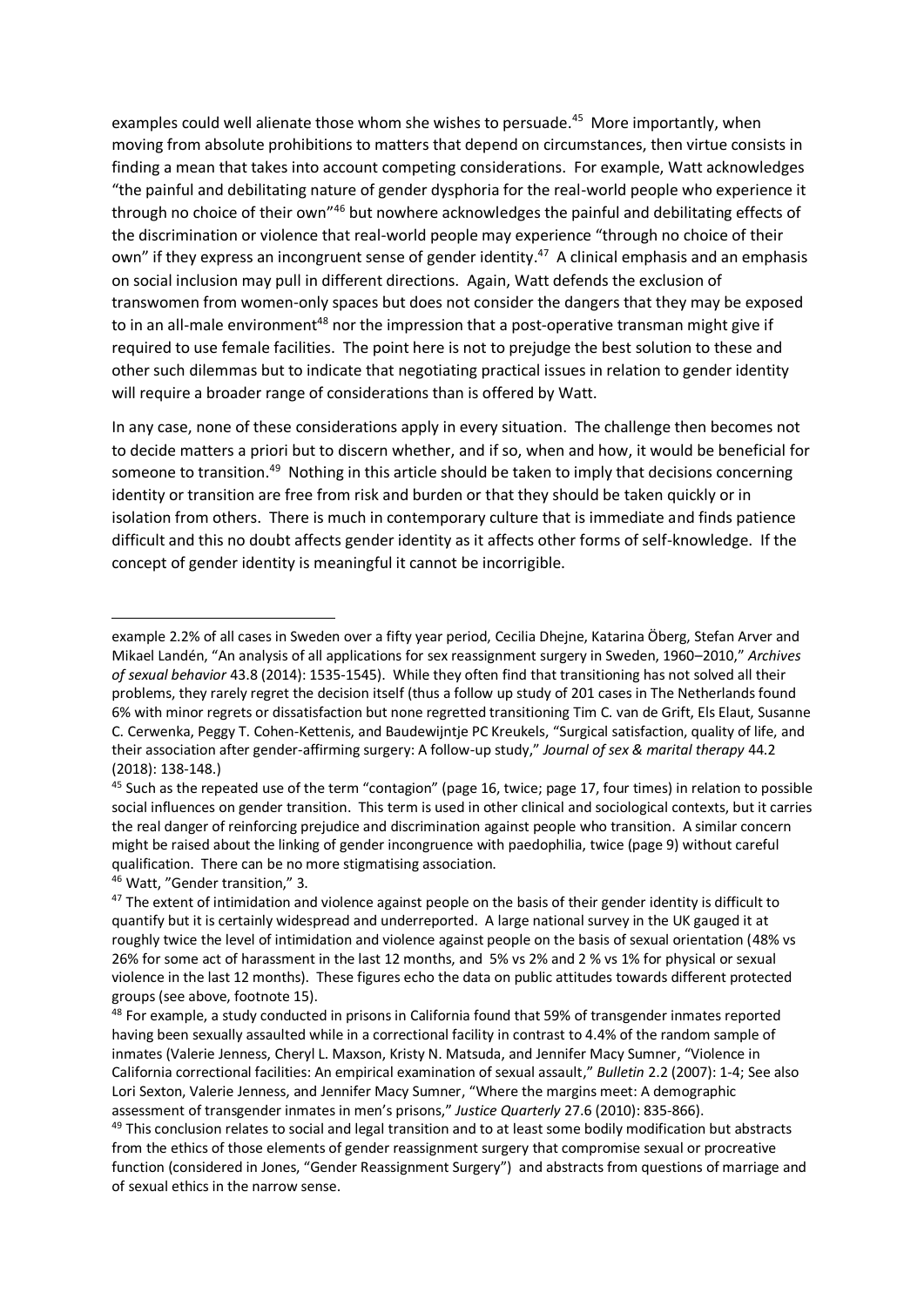examples could well alienate those whom she wishes to persuade.[45] More importantly, when moving from absolute prohibitions to matters that depend on circumstances, then virtue consists in finding a mean that takes into account competing considerations. For example, Watt acknowledges "the painful and debilitating nature of gender dysphoria for the real-world people who experience it through no choice of their own"[46] but nowhere acknowledges the painful and debilitating effects of the discrimination or violence that real-world people may experience "through no choice of their own" if they express an incongruent sense of gender identity.[47] A clinical emphasis and an emphasis on social inclusion may pull in different directions. Again, Watt defends the exclusion of transwomen from women-only spaces but does not consider the dangers that they may be exposed to in an all-male environment[48] nor the impression that a post-operative transman might give if required to use female facilities. The point here is not to prejudge the best solution to these and other such dilemmas but to indicate that negotiating practical issues in relation to gender identity will require a broader range of considerations than is offered by Watt.

In any case, none of these considerations apply in every situation. The challenge then becomes not to decide matters a priori but to discern whether, and if so, when and how, it would be beneficial for someone to transition.[49] Nothing in this article should be taken to imply that decisions concerning identity or transition are free from risk and burden or that they should be taken quickly or in isolation from others. There is much in contemporary culture that is immediate and finds patience difficult and this no doubt affects gender identity as it affects other forms of self-knowledge. If the concept of gender identity is meaningful it cannot be incorrigible.

---

example 2.2% of all cases in Sweden over a fifty year period, Cecilia Dhejne, Katarina Öberg, Stefan Arver and Mikael Landén, "An analysis of all applications for sex reassignment surgery in Sweden, 1960–2010," *Archives of sexual behavior* 43.8 (2014): 1535-1545). While they often find that transitioning has not solved all their problems, they rarely regret the decision itself (thus a follow up study of 201 cases in The Netherlands found 6% with minor regrets or dissatisfaction but none regretted transitioning Tim C. van de Grift, Els Elaut, Susanne C. Cerwenka, Peggy T. Cohen-Kettenis, and Baudewijntje PC Kreukels, "Surgical satisfaction, quality of life, and their association after gender-affirming surgery: A follow-up study," *Journal of sex & marital therapy* 44.2 (2018): 138-148.)

[45] Such as the repeated use of the term "contagion" (page 16, twice; page 17, four times) in relation to possible social influences on gender transition. This term is used in other clinical and sociological contexts, but it carries the real danger of reinforcing prejudice and discrimination against people who transition. A similar concern might be raised about the linking of gender incongruence with paedophilia, twice (page 9) without careful qualification. There can be no more stigmatising association.

[46] Watt, "Gender transition," 3.

[47] The extent of intimidation and violence against people on the basis of their gender identity is difficult to quantify but it is certainly widespread and underreported. A large national survey in the UK gauged it at roughly twice the level of intimidation and violence against people on the basis of sexual orientation (48% vs 26% for some act of harassment in the last 12 months, and 5% vs 2% and 2 % vs 1% for physical or sexual violence in the last 12 months). These figures echo the data on public attitudes towards different protected groups (see above, footnote 15).

[48] For example, a study conducted in prisons in California found that 59% of transgender inmates reported having been sexually assaulted while in a correctional facility in contrast to 4.4% of the random sample of inmates (Valerie Jenness, Cheryl L. Maxson, Kristy N. Matsuda, and Jennifer Macy Sumner, "Violence in California correctional facilities: An empirical examination of sexual assault," *Bulletin* 2.2 (2007): 1-4; See also Lori Sexton, Valerie Jenness, and Jennifer Macy Sumner, "Where the margins meet: A demographic assessment of transgender inmates in men's prisons," *Justice Quarterly* 27.6 (2010): 835-866).

[49] This conclusion relates to social and legal transition and to at least some bodily modification but abstracts from the ethics of those elements of gender reassignment surgery that compromise sexual or procreative function (considered in Jones, "Gender Reassignment Surgery") and abstracts from questions of marriage and of sexual ethics in the narrow sense.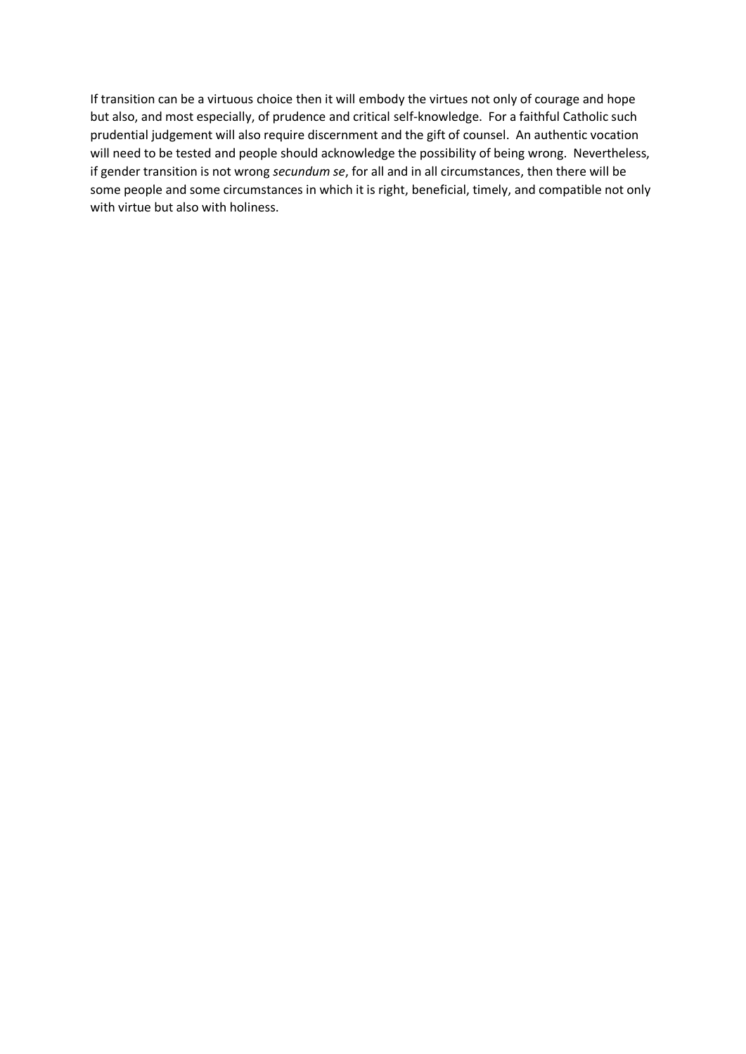If transition can be a virtuous choice then it will embody the virtues not only of courage and hope but also, and most especially, of prudence and critical self-knowledge. For a faithful Catholic such prudential judgement will also require discernment and the gift of counsel. An authentic vocation will need to be tested and people should acknowledge the possibility of being wrong. Nevertheless, if gender transition is not wrong *secundum se*, for all and in all circumstances, then there will be some people and some circumstances in which it is right, beneficial, timely, and compatible not only with virtue but also with holiness.